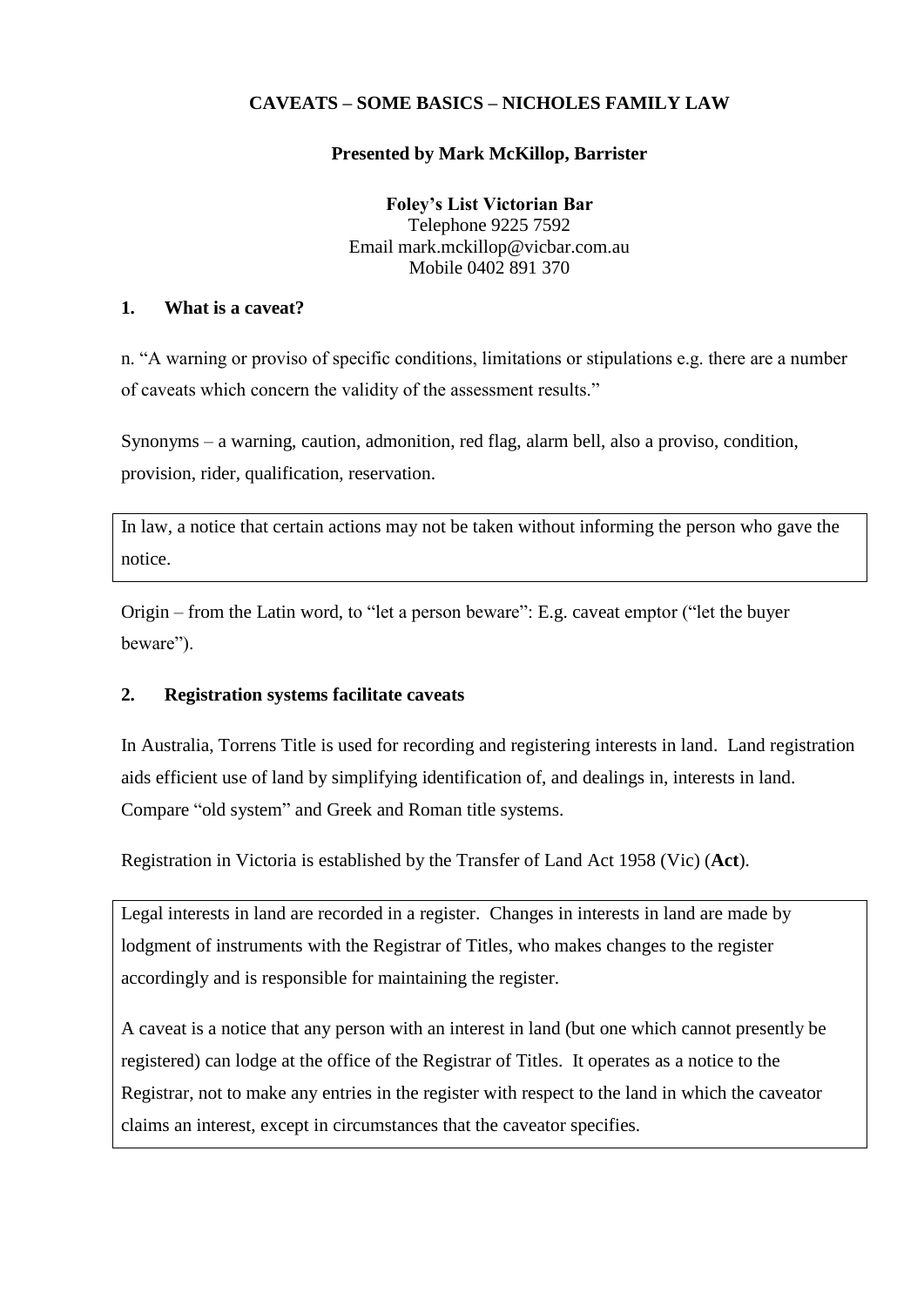# CAVEATS – SOME BASICS – NICHOLES FAMILY LAW

**Presented by Mark McKillop, Barrister**

**Foley's List Victorian Bar**
Telephone 9225 7592
Email mark.mckillop@vicbar.com.au
Mobile 0402 891 370

## 1. What is a caveat?

n. "A warning or proviso of specific conditions, limitations or stipulations e.g. there are a number of caveats which concern the validity of the assessment results."

Synonyms – a warning, caution, admonition, red flag, alarm bell, also a proviso, condition, provision, rider, qualification, reservation.

> In law, a notice that certain actions may not be taken without informing the person who gave the notice.

Origin – from the Latin word, to "let a person beware": E.g. caveat emptor ("let the buyer beware").

## 2. Registration systems facilitate caveats

In Australia, Torrens Title is used for recording and registering interests in land. Land registration aids efficient use of land by simplifying identification of, and dealings in, interests in land. Compare "old system" and Greek and Roman title systems.

Registration in Victoria is established by the Transfer of Land Act 1958 (Vic) (**Act**).

> Legal interests in land are recorded in a register. Changes in interests in land are made by lodgment of instruments with the Registrar of Titles, who makes changes to the register accordingly and is responsible for maintaining the register.
>
> A caveat is a notice that any person with an interest in land (but one which cannot presently be registered) can lodge at the office of the Registrar of Titles. It operates as a notice to the Registrar, not to make any entries in the register with respect to the land in which the caveator claims an interest, except in circumstances that the caveator specifies.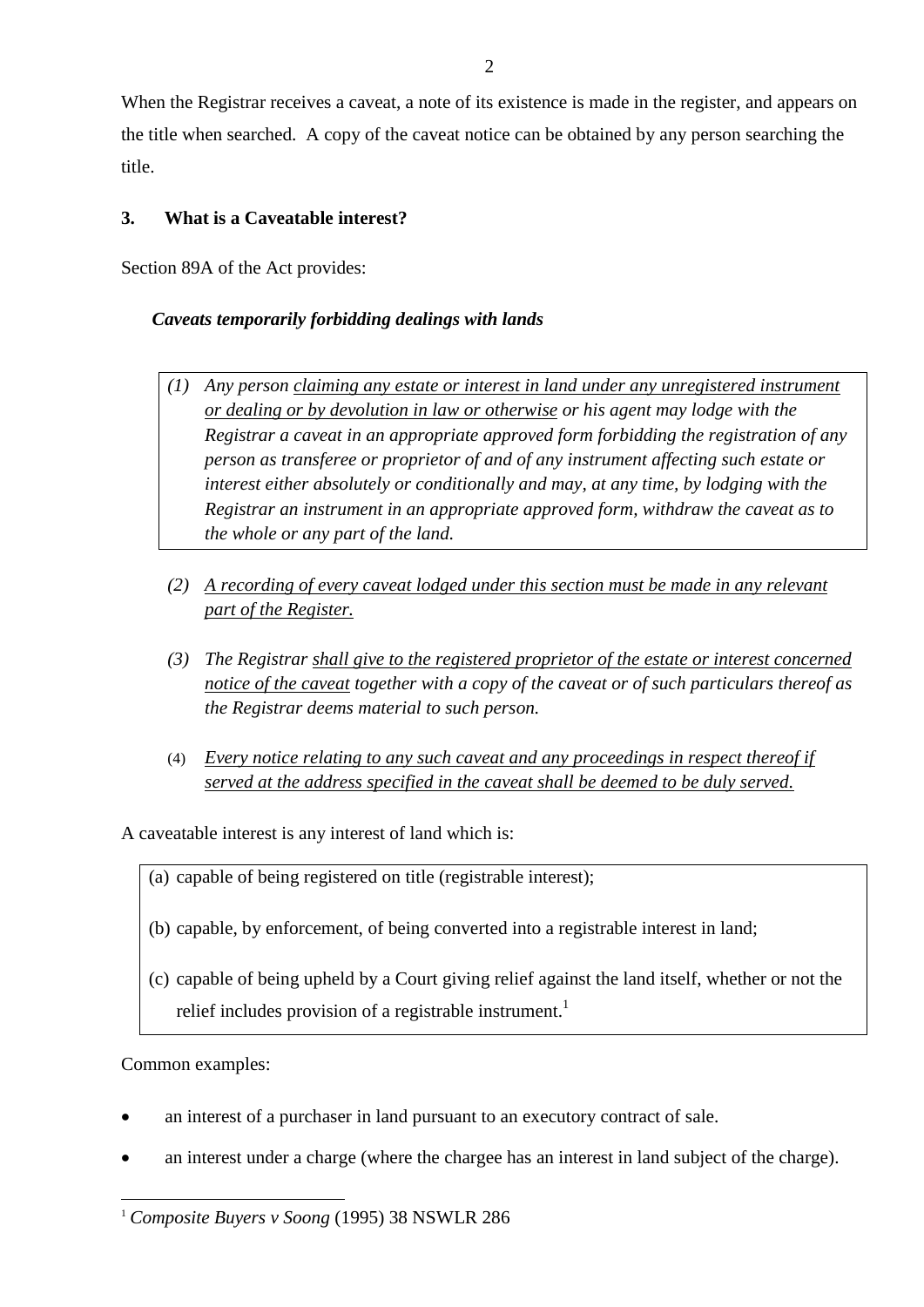When the Registrar receives a caveat, a note of its existence is made in the register, and appears on the title when searched. A copy of the caveat notice can be obtained by any person searching the title.

## 3. What is a Caveatable interest?

Section 89A of the Act provides:

***Caveats temporarily forbidding dealings with lands***

*(1) Any person claiming any estate or interest in land under any unregistered instrument or dealing or by devolution in law or otherwise or his agent may lodge with the Registrar a caveat in an appropriate approved form forbidding the registration of any person as transferee or proprietor of and of any instrument affecting such estate or interest either absolutely or conditionally and may, at any time, by lodging with the Registrar an instrument in an appropriate approved form, withdraw the caveat as to the whole or any part of the land.*

*(2) A recording of every caveat lodged under this section must be made in any relevant part of the Register.*

*(3) The Registrar shall give to the registered proprietor of the estate or interest concerned notice of the caveat together with a copy of the caveat or of such particulars thereof as the Registrar deems material to such person.*

*(4) Every notice relating to any such caveat and any proceedings in respect thereof if served at the address specified in the caveat shall be deemed to be duly served.*

A caveatable interest is any interest of land which is:

(a) capable of being registered on title (registrable interest);

(b) capable, by enforcement, of being converted into a registrable interest in land;

(c) capable of being upheld by a Court giving relief against the land itself, whether or not the relief includes provision of a registrable instrument.[1]

Common examples:

- an interest of a purchaser in land pursuant to an executory contract of sale.
- an interest under a charge (where the chargee has an interest in land subject of the charge).

[1] *Composite Buyers v Soong* (1995) 38 NSWLR 286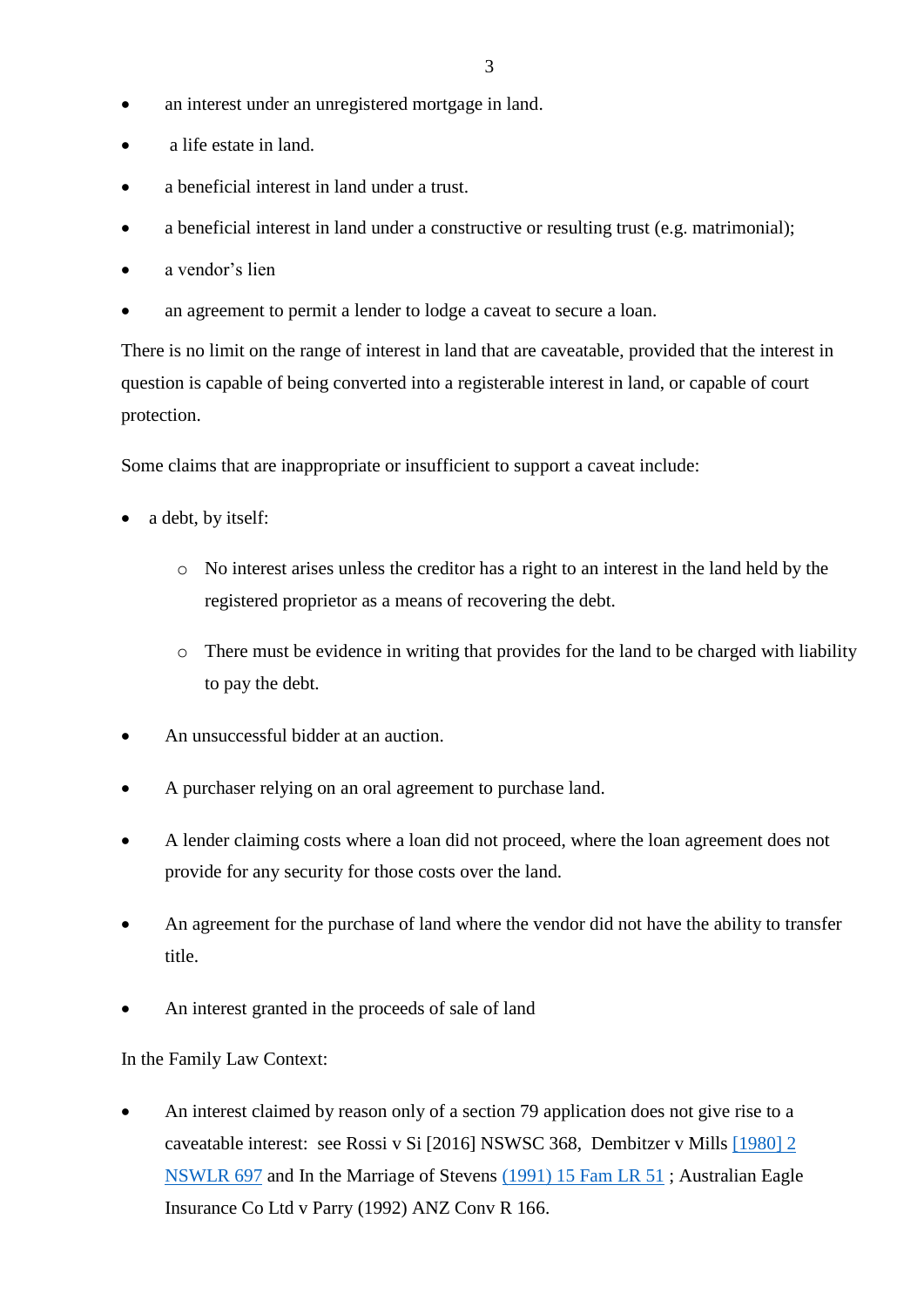- an interest under an unregistered mortgage in land.
- a life estate in land.
- a beneficial interest in land under a trust.
- a beneficial interest in land under a constructive or resulting trust (e.g. matrimonial);
- a vendor's lien
- an agreement to permit a lender to lodge a caveat to secure a loan.

There is no limit on the range of interest in land that are caveatable, provided that the interest in question is capable of being converted into a registerable interest in land, or capable of court protection.

Some claims that are inappropriate or insufficient to support a caveat include:

- a debt, by itself:
  - No interest arises unless the creditor has a right to an interest in the land held by the registered proprietor as a means of recovering the debt.
  - There must be evidence in writing that provides for the land to be charged with liability to pay the debt.
- An unsuccessful bidder at an auction.
- A purchaser relying on an oral agreement to purchase land.
- A lender claiming costs where a loan did not proceed, where the loan agreement does not provide for any security for those costs over the land.
- An agreement for the purchase of land where the vendor did not have the ability to transfer title.
- An interest granted in the proceeds of sale of land

In the Family Law Context:

- An interest claimed by reason only of a section 79 application does not give rise to a caveatable interest: see Rossi v Si [2016] NSWSC 368, Dembitzer v Mills [1980] 2 NSWLR 697 and In the Marriage of Stevens (1991) 15 Fam LR 51 ; Australian Eagle Insurance Co Ltd v Parry (1992) ANZ Conv R 166.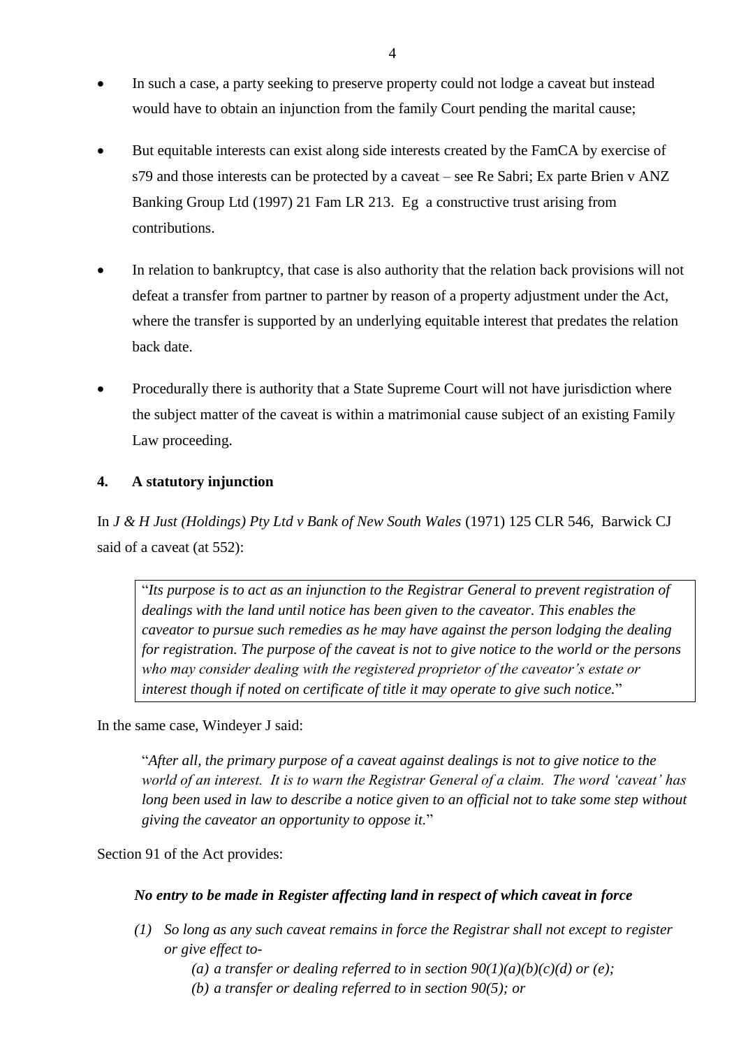- In such a case, a party seeking to preserve property could not lodge a caveat but instead would have to obtain an injunction from the family Court pending the marital cause;
- But equitable interests can exist along side interests created by the FamCA by exercise of s79 and those interests can be protected by a caveat – see Re Sabri; Ex parte Brien v ANZ Banking Group Ltd (1997) 21 Fam LR 213. Eg a constructive trust arising from contributions.
- In relation to bankruptcy, that case is also authority that the relation back provisions will not defeat a transfer from partner to partner by reason of a property adjustment under the Act, where the transfer is supported by an underlying equitable interest that predates the relation back date.
- Procedurally there is authority that a State Supreme Court will not have jurisdiction where the subject matter of the caveat is within a matrimonial cause subject of an existing Family Law proceeding.

## 4. A statutory injunction

In *J & H Just (Holdings) Pty Ltd v Bank of New South Wales* (1971) 125 CLR 546, Barwick CJ said of a caveat (at 552):

> "*Its purpose is to act as an injunction to the Registrar General to prevent registration of dealings with the land until notice has been given to the caveator. This enables the caveator to pursue such remedies as he may have against the person lodging the dealing for registration. The purpose of the caveat is not to give notice to the world or the persons who may consider dealing with the registered proprietor of the caveator's estate or interest though if noted on certificate of title it may operate to give such notice.*"

In the same case, Windeyer J said:

> "*After all, the primary purpose of a caveat against dealings is not to give notice to the world of an interest. It is to warn the Registrar General of a claim. The word 'caveat' has long been used in law to describe a notice given to an official not to take some step without giving the caveator an opportunity to oppose it.*"

Section 91 of the Act provides:

***No entry to be made in Register affecting land in respect of which caveat in force***

*(1) So long as any such caveat remains in force the Registrar shall not except to register or give effect to-*

*(a) a transfer or dealing referred to in section 90(1)(a)(b)(c)(d) or (e);*

*(b) a transfer or dealing referred to in section 90(5); or*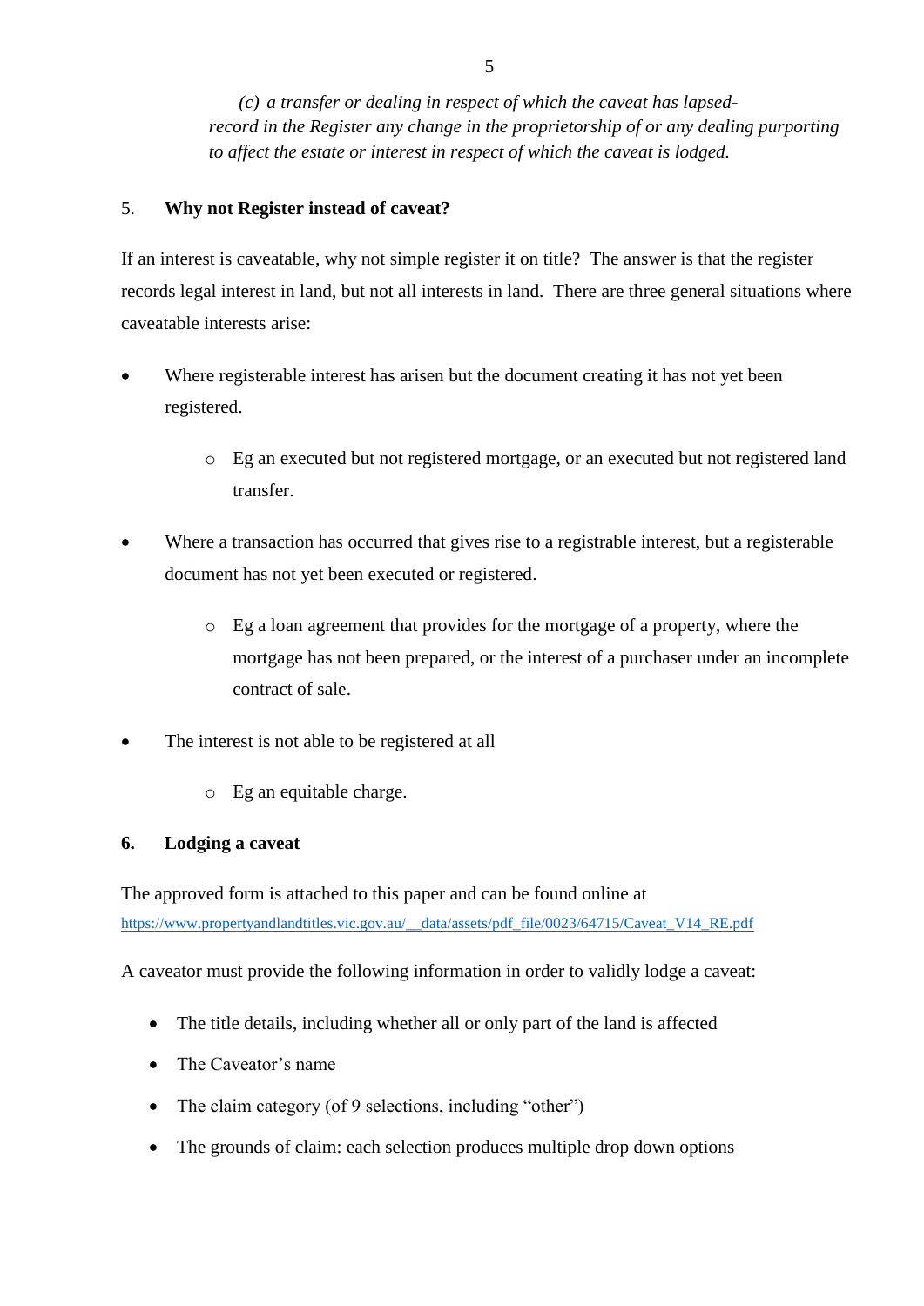*(c) a transfer or dealing in respect of which the caveat has lapsed-*
*record in the Register any change in the proprietorship of or any dealing purporting to affect the estate or interest in respect of which the caveat is lodged.*

## 5. **Why not Register instead of caveat?**

If an interest is caveatable, why not simple register it on title? The answer is that the register records legal interest in land, but not all interests in land. There are three general situations where caveatable interests arise:

- Where registerable interest has arisen but the document creating it has not yet been registered.
    - Eg an executed but not registered mortgage, or an executed but not registered land transfer.
- Where a transaction has occurred that gives rise to a registrable interest, but a registerable document has not yet been executed or registered.
    - Eg a loan agreement that provides for the mortgage of a property, where the mortgage has not been prepared, or the interest of a purchaser under an incomplete contract of sale.
- The interest is not able to be registered at all
    - Eg an equitable charge.

## 6. **Lodging a caveat**

The approved form is attached to this paper and can be found online at https://www.propertyandlandtitles.vic.gov.au/__data/assets/pdf_file/0023/64715/Caveat_V14_RE.pdf

A caveator must provide the following information in order to validly lodge a caveat:

- The title details, including whether all or only part of the land is affected
- The Caveator's name
- The claim category (of 9 selections, including "other")
- The grounds of claim: each selection produces multiple drop down options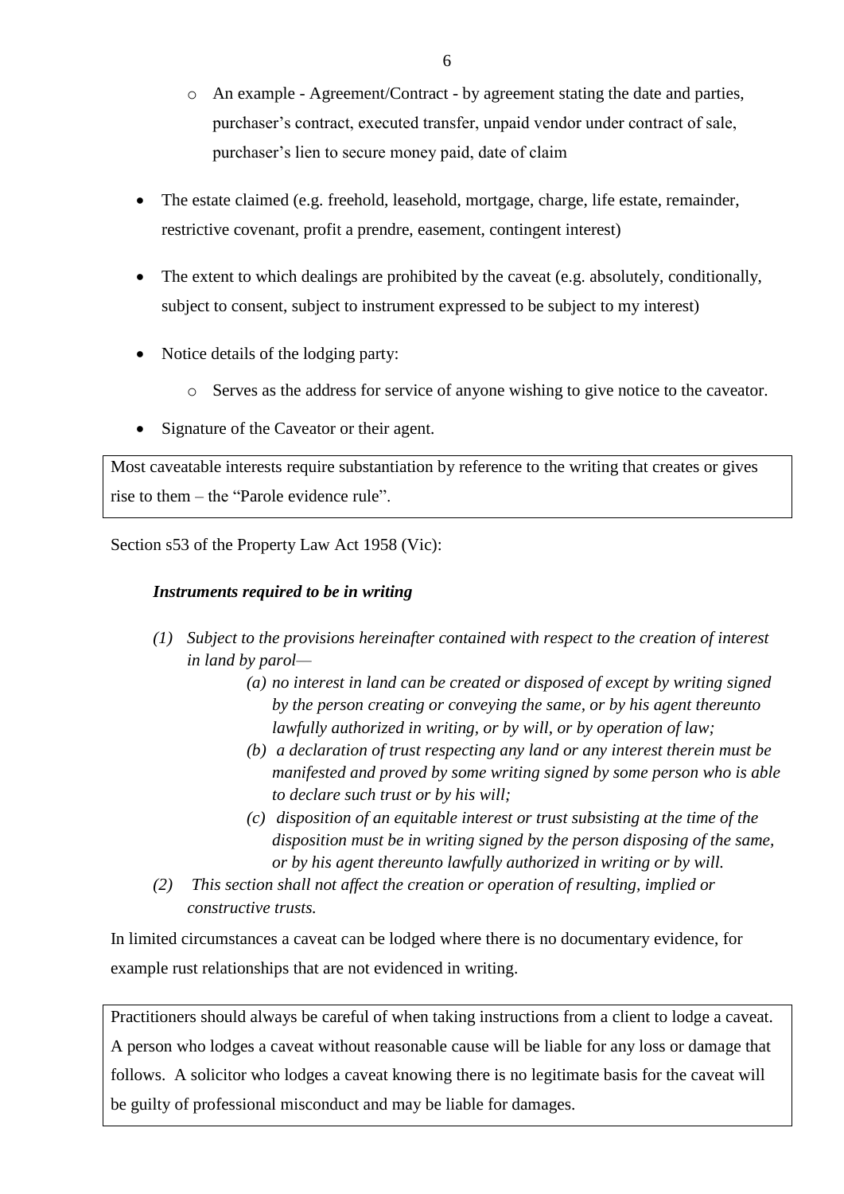- An example - Agreement/Contract - by agreement stating the date and parties, purchaser's contract, executed transfer, unpaid vendor under contract of sale, purchaser's lien to secure money paid, date of claim

- The estate claimed (e.g. freehold, leasehold, mortgage, charge, life estate, remainder, restrictive covenant, profit a prendre, easement, contingent interest)

- The extent to which dealings are prohibited by the caveat (e.g. absolutely, conditionally, subject to consent, subject to instrument expressed to be subject to my interest)

- Notice details of the lodging party:
  - Serves as the address for service of anyone wishing to give notice to the caveator.

- Signature of the Caveator or their agent.

> Most caveatable interests require substantiation by reference to the writing that creates or gives rise to them – the "Parole evidence rule".

Section s53 of the Property Law Act 1958 (Vic):

***Instruments required to be in writing***

*(1) Subject to the provisions hereinafter contained with respect to the creation of interest in land by parol—*

*(a) no interest in land can be created or disposed of except by writing signed by the person creating or conveying the same, or by his agent thereunto lawfully authorized in writing, or by will, or by operation of law;*

*(b) a declaration of trust respecting any land or any interest therein must be manifested and proved by some writing signed by some person who is able to declare such trust or by his will;*

*(c) disposition of an equitable interest or trust subsisting at the time of the disposition must be in writing signed by the person disposing of the same, or by his agent thereunto lawfully authorized in writing or by will.*

*(2) This section shall not affect the creation or operation of resulting, implied or constructive trusts.*

In limited circumstances a caveat can be lodged where there is no documentary evidence, for example rust relationships that are not evidenced in writing.

> Practitioners should always be careful of when taking instructions from a client to lodge a caveat. A person who lodges a caveat without reasonable cause will be liable for any loss or damage that follows. A solicitor who lodges a caveat knowing there is no legitimate basis for the caveat will be guilty of professional misconduct and may be liable for damages.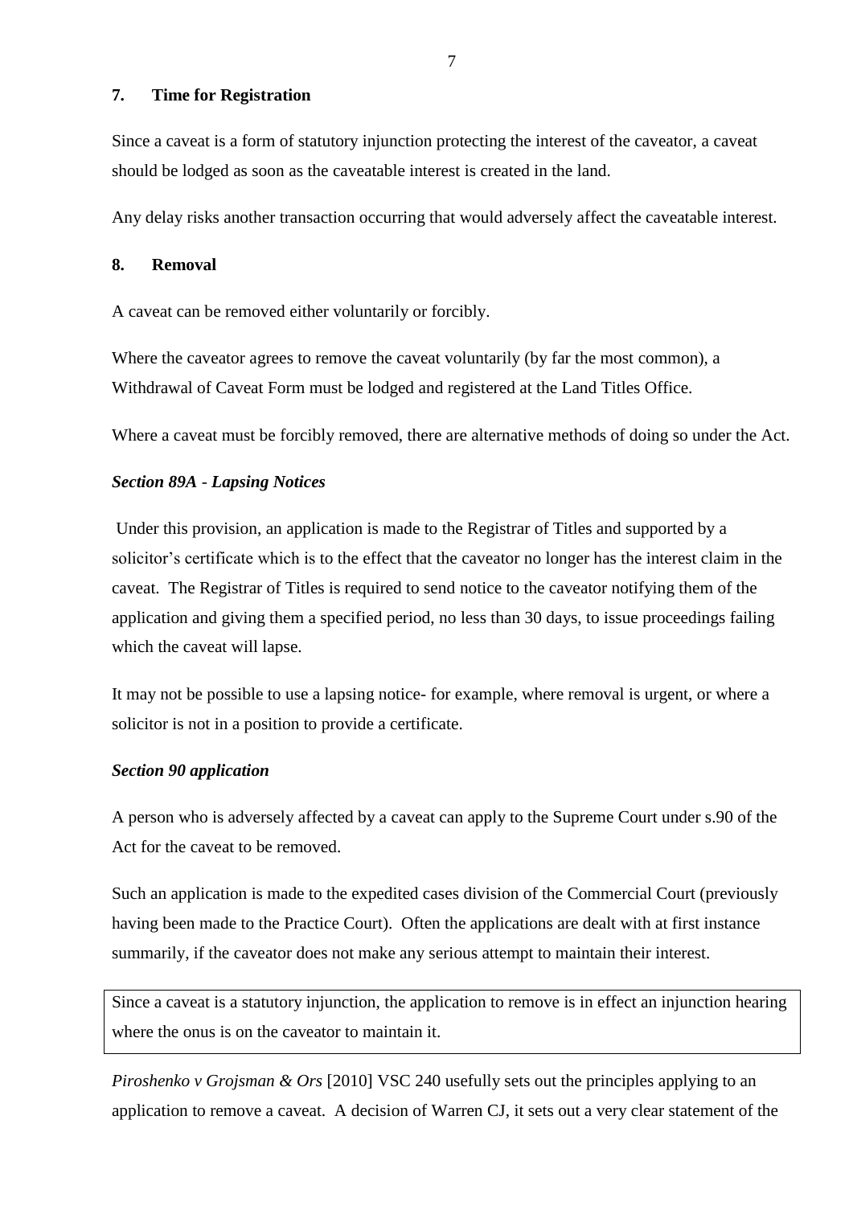## 7. Time for Registration

Since a caveat is a form of statutory injunction protecting the interest of the caveator, a caveat should be lodged as soon as the caveatable interest is created in the land.

Any delay risks another transaction occurring that would adversely affect the caveatable interest.

## 8. Removal

A caveat can be removed either voluntarily or forcibly.

Where the caveator agrees to remove the caveat voluntarily (by far the most common), a Withdrawal of Caveat Form must be lodged and registered at the Land Titles Office.

Where a caveat must be forcibly removed, there are alternative methods of doing so under the Act.

### *Section 89A - Lapsing Notices*

Under this provision, an application is made to the Registrar of Titles and supported by a solicitor's certificate which is to the effect that the caveator no longer has the interest claim in the caveat. The Registrar of Titles is required to send notice to the caveator notifying them of the application and giving them a specified period, no less than 30 days, to issue proceedings failing which the caveat will lapse.

It may not be possible to use a lapsing notice- for example, where removal is urgent, or where a solicitor is not in a position to provide a certificate.

### *Section 90 application*

A person who is adversely affected by a caveat can apply to the Supreme Court under s.90 of the Act for the caveat to be removed.

Such an application is made to the expedited cases division of the Commercial Court (previously having been made to the Practice Court). Often the applications are dealt with at first instance summarily, if the caveator does not make any serious attempt to maintain their interest.

> Since a caveat is a statutory injunction, the application to remove is in effect an injunction hearing where the onus is on the caveator to maintain it.

*Piroshenko v Grojsman & Ors* [2010] VSC 240 usefully sets out the principles applying to an application to remove a caveat. A decision of Warren CJ, it sets out a very clear statement of the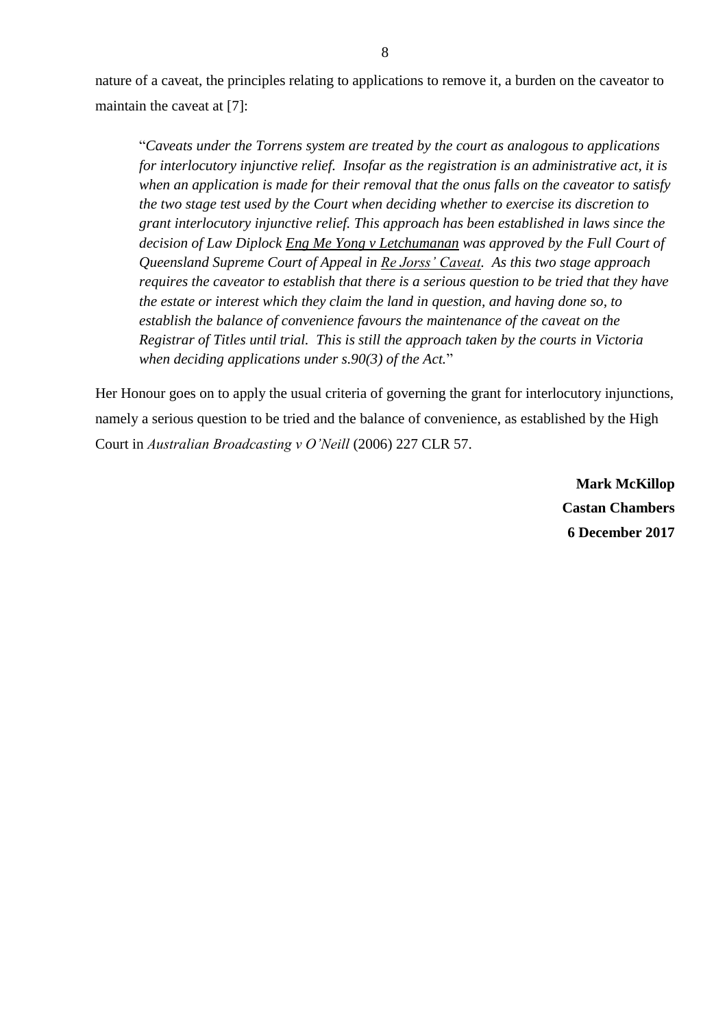nature of a caveat, the principles relating to applications to remove it, a burden on the caveator to maintain the caveat at [7]:

> "*Caveats under the Torrens system are treated by the court as analogous to applications for interlocutory injunctive relief. Insofar as the registration is an administrative act, it is when an application is made for their removal that the onus falls on the caveator to satisfy the two stage test used by the Court when deciding whether to exercise its discretion to grant interlocutory injunctive relief. This approach has been established in laws since the decision of Law Diplock* <u>*Eng Me Yong v Letchumanan*</u> *was approved by the Full Court of Queensland Supreme Court of Appeal in* <u>*Re Jorss' Caveat*</u>*. As this two stage approach requires the caveator to establish that there is a serious question to be tried that they have the estate or interest which they claim the land in question, and having done so, to establish the balance of convenience favours the maintenance of the caveat on the Registrar of Titles until trial. This is still the approach taken by the courts in Victoria when deciding applications under s.90(3) of the Act.*"

Her Honour goes on to apply the usual criteria of governing the grant for interlocutory injunctions, namely a serious question to be tried and the balance of convenience, as established by the High Court in *Australian Broadcasting v O'Neill* (2006) 227 CLR 57.

**Mark McKillop**
**Castan Chambers**
**6 December 2017**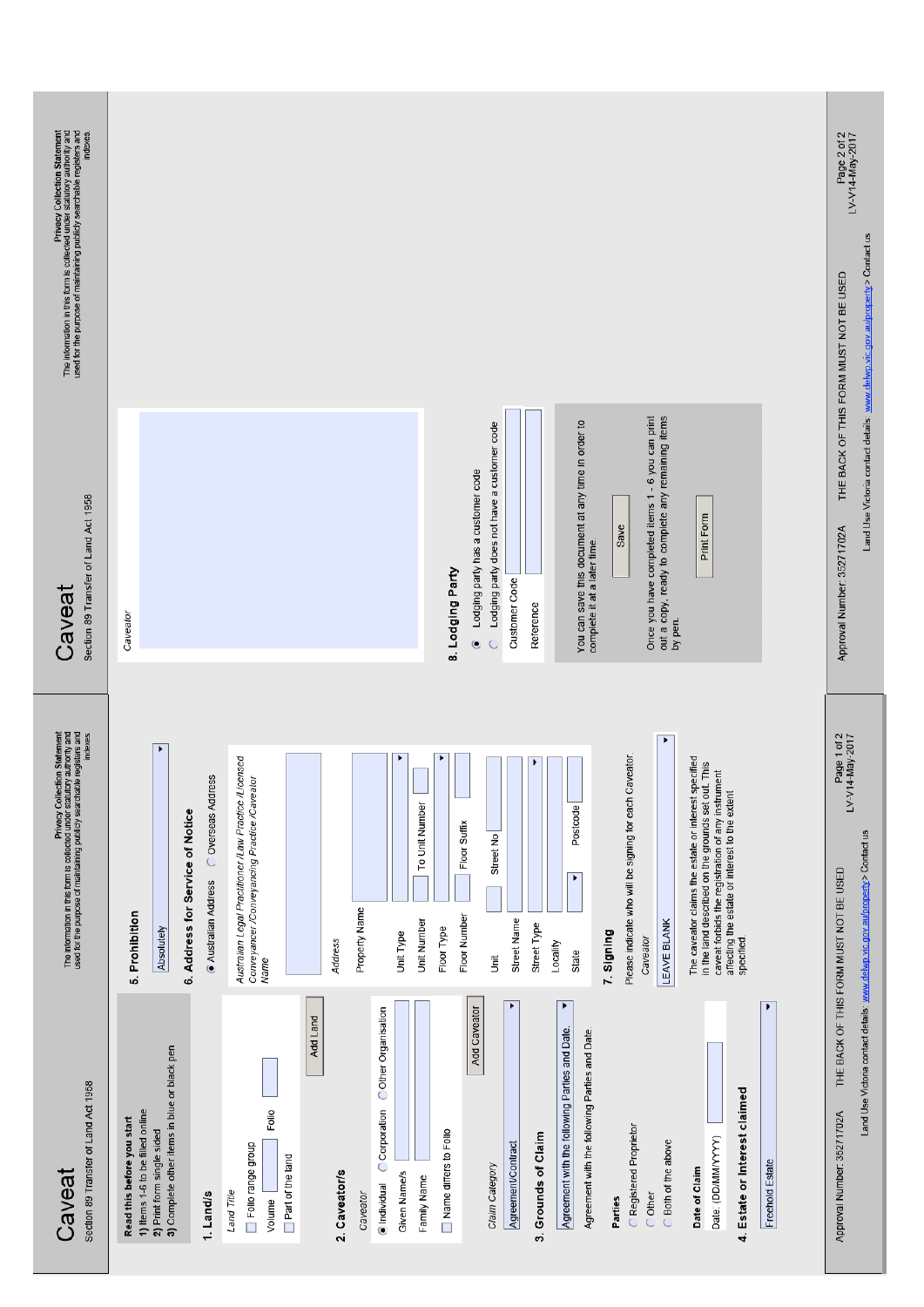# Caveat

Section 89 Transfer of Land Act 1958

**Privacy Collection Statement**
The information in this form is collected under statutory authority and used for the purpose of maintaining publicly searchable registers and indexes.

**Read this before you start**
**1)** Items 1-6 to be filled online
**2)** Print form single sided
**3)** Complete other items in blue or black pen

## 1. Land/s

*Land Title*

☐ Folio range group

Volume | Folio

☐ Part of the land

Add Land

## 2. Caveator/s

*Caveator*

◉ Individual ○ Corporation ○ Other Organisation

Given Name/s

Family Name

☐ Name differs to Folio

Add Caveator

*Claim Category*

Agreement/Contract

## 3. Grounds of Claim

Agreement with the following Parties and Date.

Agreement with the following Parties and Date.

**Parties**

○ Registered Proprietor
○ Other
○ Both of the above

**Date of Claim**

Date: (DD/MM/YYYY)

## 4. Estate or Interest claimed

Freehold Estate

## 5. Prohibition

Absolutely

## 6. Address for Service of Notice

◉ Australian Address ○ Overseas Address

*Australian Legal Practitioner /Law Practice /Licensed Conveyancer /Conveyancing Practice /Caveator Name*

*Address*

Property Name

Unit Type

Unit Number | To Unit Number

Floor Type

Floor Number | Floor Suffix

Unit | Street No

Street Name

Street Type

Locality

State | Postcode

## 7. Signing

Please indicate who will be signing for each Caveator.

*Caveator*

LEAVE BLANK

The caveator claims the estate or interest specified in the land described on the grounds set out. This caveat forbids the registration of any instrument affecting the estate or interest to the extent specified.

Approval Number: 35271702A  THE BACK OF THIS FORM MUST NOT BE USED

Land Use Victoria contact details: www.delwp.vic.gov.au/property > Contact us

LV-V14-May-2017

# Caveat

Section 89 Transfer of Land Act 1958

**Privacy Collection Statement**
The information in this form is collected under statutory authority and used for the purpose of maintaining publicly searchable registers and indexes.

*Caveator*

## 8. Lodging Party

◉ Lodging party has a customer code
○ Lodging party does not have a customer code

Customer Code

Reference

You can save this document at any time in order to complete it at a later time.

Save

Once you have completed items 1 - 6 you can print out a copy, ready to complete any remaining items by pen.

Print Form

Approval Number: 35271702A  THE BACK OF THIS FORM MUST NOT BE USED

Land Use Victoria contact details: www.delwp.vic.gov.au/property > Contact us

LV-V14-May-2017